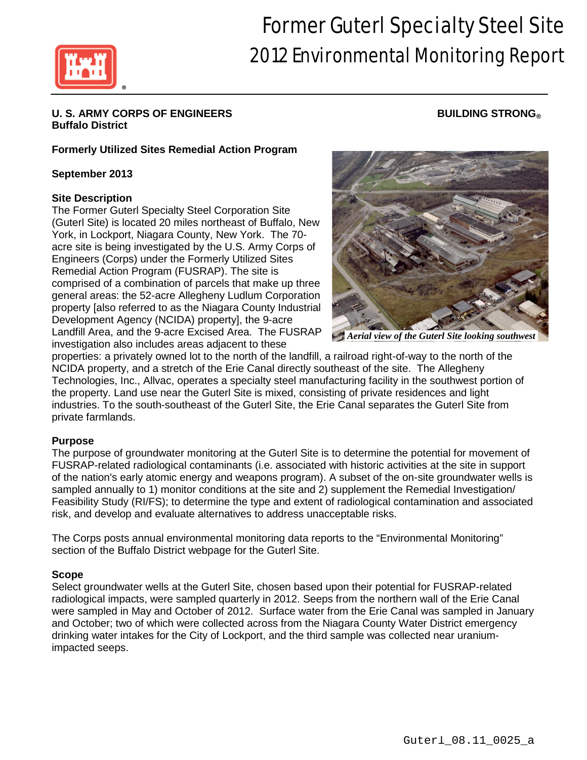# Former Guterl Specialty Steel Site

# 2012 Environmental Monitoring Report

**U. S. ARMY CORPS OF ENGINEERS**
**Buffalo District**

**BUILDING STRONG®**

**Formerly Utilized Sites Remedial Action Program**

**September 2013**

### Site Description

The Former Guterl Specialty Steel Corporation Site (Guterl Site) is located 20 miles northeast of Buffalo, New York, in Lockport, Niagara County, New York. The 70-acre site is being investigated by the U.S. Army Corps of Engineers (Corps) under the Formerly Utilized Sites Remedial Action Program (FUSRAP). The site is comprised of a combination of parcels that make up three general areas: the 52-acre Allegheny Ludlum Corporation property [also referred to as the Niagara County Industrial Development Agency (NCIDA) property], the 9-acre Landfill Area, and the 9-acre Excised Area. The FUSRAP investigation also includes areas adjacent to these properties: a privately owned lot to the north of the landfill, a railroad right-of-way to the north of the NCIDA property, and a stretch of the Erie Canal directly southeast of the site. The Allegheny Technologies, Inc., Allvac, operates a specialty steel manufacturing facility in the southwest portion of the property. Land use near the Guterl Site is mixed, consisting of private residences and light industries. To the south-southeast of the Guterl Site, the Erie Canal separates the Guterl Site from private farmlands.

*Aerial view of the Guterl Site looking southwest*

### Purpose

The purpose of groundwater monitoring at the Guterl Site is to determine the potential for movement of FUSRAP-related radiological contaminants (i.e. associated with historic activities at the site in support of the nation's early atomic energy and weapons program). A subset of the on-site groundwater wells is sampled annually to 1) monitor conditions at the site and 2) supplement the Remedial Investigation/ Feasibility Study (RI/FS); to determine the type and extent of radiological contamination and associated risk, and develop and evaluate alternatives to address unacceptable risks.

The Corps posts annual environmental monitoring data reports to the "Environmental Monitoring" section of the Buffalo District webpage for the Guterl Site.

### Scope

Select groundwater wells at the Guterl Site, chosen based upon their potential for FUSRAP-related radiological impacts, were sampled quarterly in 2012. Seeps from the northern wall of the Erie Canal were sampled in May and October of 2012. Surface water from the Erie Canal was sampled in January and October; two of which were collected across from the Niagara County Water District emergency drinking water intakes for the City of Lockport, and the third sample was collected near uranium-impacted seeps.

Guterl_08.11_0025_a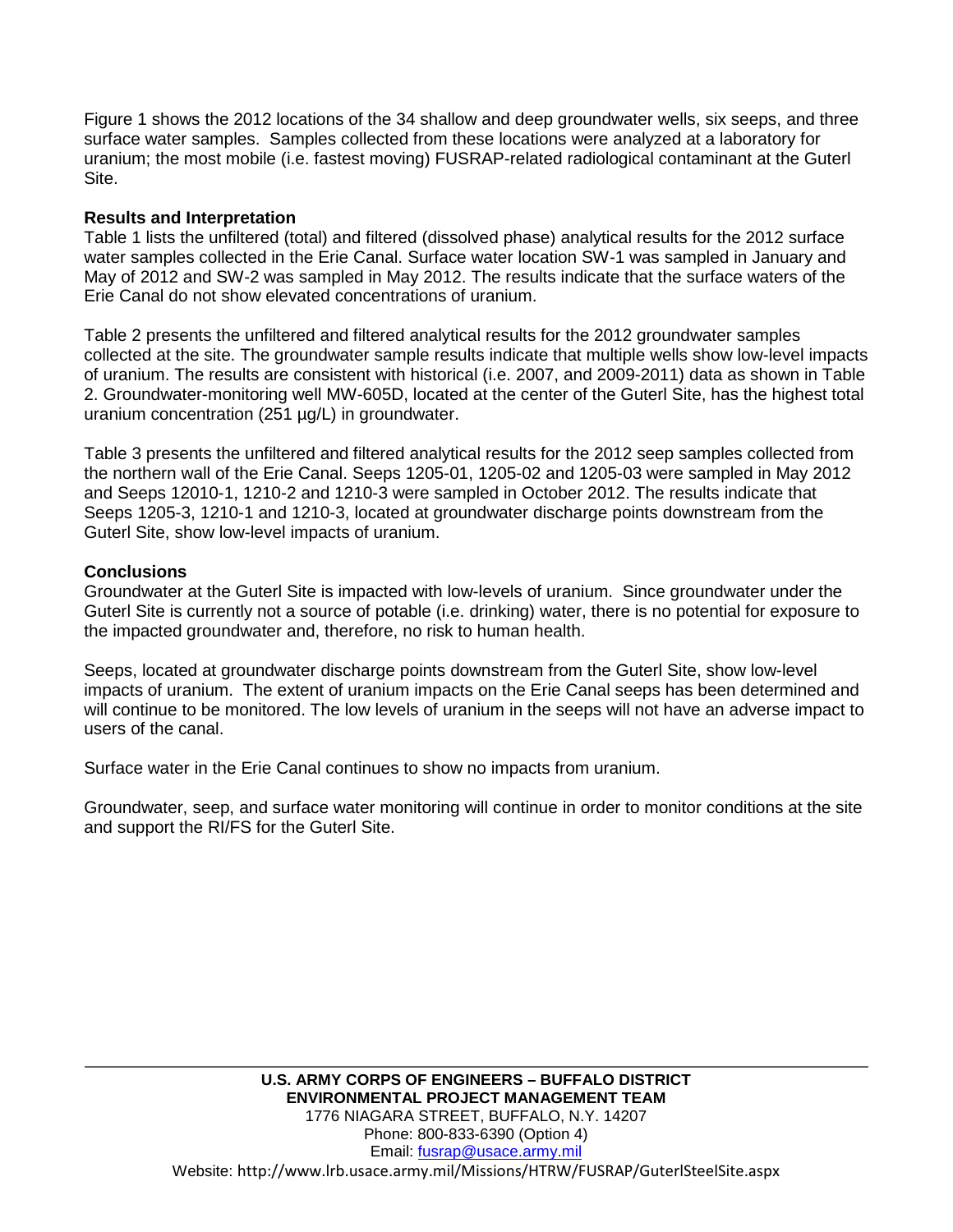Figure 1 shows the 2012 locations of the 34 shallow and deep groundwater wells, six seeps, and three surface water samples. Samples collected from these locations were analyzed at a laboratory for uranium; the most mobile (i.e. fastest moving) FUSRAP-related radiological contaminant at the Guterl Site.

**Results and Interpretation**

Table 1 lists the unfiltered (total) and filtered (dissolved phase) analytical results for the 2012 surface water samples collected in the Erie Canal. Surface water location SW-1 was sampled in January and May of 2012 and SW-2 was sampled in May 2012. The results indicate that the surface waters of the Erie Canal do not show elevated concentrations of uranium.

Table 2 presents the unfiltered and filtered analytical results for the 2012 groundwater samples collected at the site. The groundwater sample results indicate that multiple wells show low-level impacts of uranium. The results are consistent with historical (i.e. 2007, and 2009-2011) data as shown in Table 2. Groundwater-monitoring well MW-605D, located at the center of the Guterl Site, has the highest total uranium concentration (251 µg/L) in groundwater.

Table 3 presents the unfiltered and filtered analytical results for the 2012 seep samples collected from the northern wall of the Erie Canal. Seeps 1205-01, 1205-02 and 1205-03 were sampled in May 2012 and Seeps 12010-1, 1210-2 and 1210-3 were sampled in October 2012. The results indicate that Seeps 1205-3, 1210-1 and 1210-3, located at groundwater discharge points downstream from the Guterl Site, show low-level impacts of uranium.

**Conclusions**

Groundwater at the Guterl Site is impacted with low-levels of uranium. Since groundwater under the Guterl Site is currently not a source of potable (i.e. drinking) water, there is no potential for exposure to the impacted groundwater and, therefore, no risk to human health.

Seeps, located at groundwater discharge points downstream from the Guterl Site, show low-level impacts of uranium. The extent of uranium impacts on the Erie Canal seeps has been determined and will continue to be monitored. The low levels of uranium in the seeps will not have an adverse impact to users of the canal.

Surface water in the Erie Canal continues to show no impacts from uranium.

Groundwater, seep, and surface water monitoring will continue in order to monitor conditions at the site and support the RI/FS for the Guterl Site.

**U.S. ARMY CORPS OF ENGINEERS – BUFFALO DISTRICT**
**ENVIRONMENTAL PROJECT MANAGEMENT TEAM**
1776 NIAGARA STREET, BUFFALO, N.Y. 14207
Phone: 800-833-6390 (Option 4)
Email: fusrap@usace.army.mil
Website: http://www.lrb.usace.army.mil/Missions/HTRW/FUSRAP/GuterlSteelSite.aspx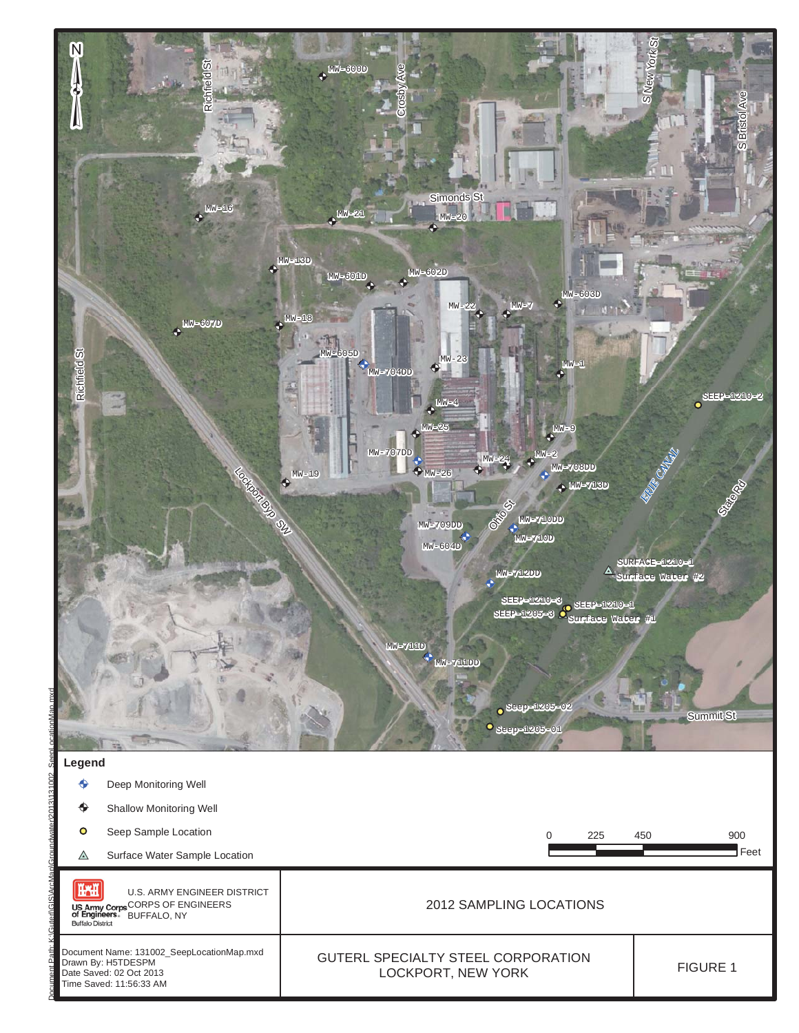N

Richfield St

Crosby Ave

S New York St

S Bristol Ave

MW-600D

Simonds St

MW-16

MW-21

MW-20

MW-13D

MW-601D

MW-602D

MW-603D

MW-22

MW-7

MW-607D

MW-18

MW-605D

MW-704DD

MW-23

MW-1

Richfield St

SEEP-1210-2

MW-4

MW-25

MW-9

MW-707DD

MW-2

MW-24

MW-708DD

MW-19

MW-26

MW-713D

Lockport Byp SW

ERIE CANAL

State Rd

Ohio St

MW-710DD

MW-709DD

MW-710D

MW-604D

SURFACE-1210-1

Surface Water #2

MW-712DD

SEEP-1210-3

SEEP-1210-1

SEEP-1205-3

Surface Water #1

MW-711D

MW-711DD

Seep-1205-02

Seep-1205-01

Summit St

**Legend**

- Deep Monitoring Well
- Shallow Monitoring Well
- Seep Sample Location
- Surface Water Sample Location

0 225 450 900 Feet

US Army Corps of Engineers Buffalo District

U.S. ARMY ENGINEER DISTRICT CORPS OF ENGINEERS BUFFALO, NY

2012 SAMPLING LOCATIONS

Document Name: 131002_SeepLocationMap.mxd
Drawn By: H5TDESPM
Date Saved: 02 Oct 2013
Time Saved: 11:56:33 AM

GUTERL SPECIALTY STEEL CORPORATION
LOCKPORT, NEW YORK

FIGURE 1

Document Path: K:\Guterl\GIS\ArcMap\Groundwater\2013\131002_SeepLocationMap.mxd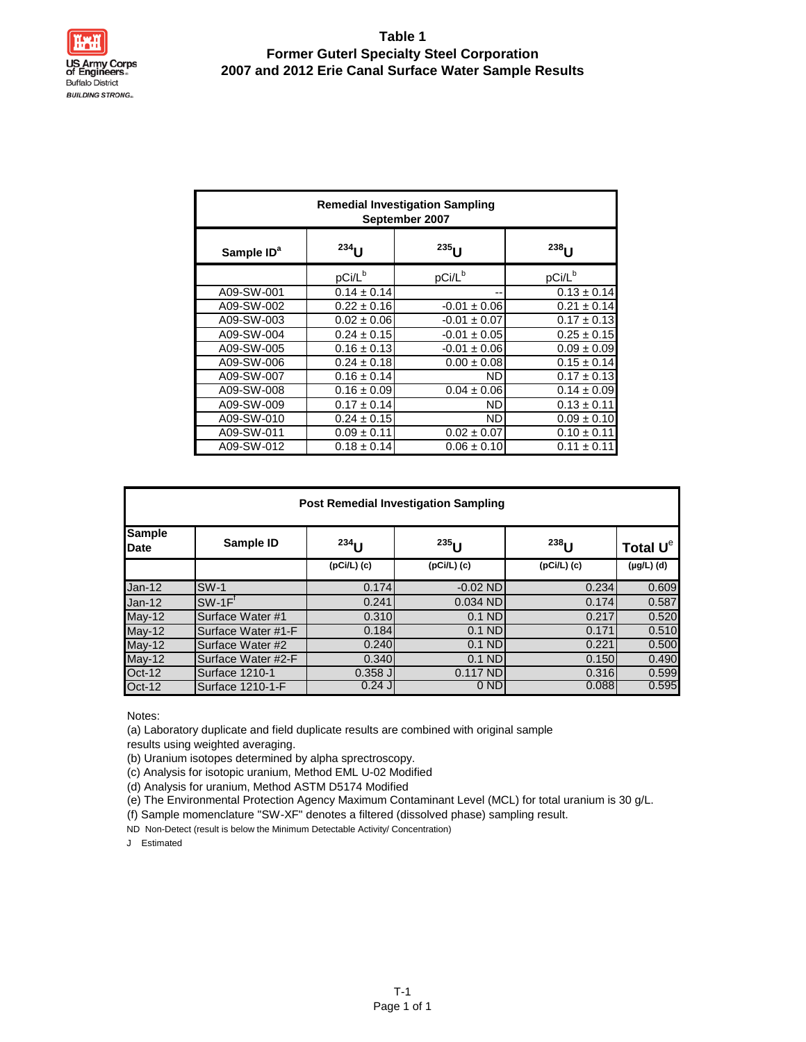US Army Corps of Engineers
Buffalo District
BUILDING STRONG

# Table 1
## Former Guterl Specialty Steel Corporation
## 2007 and 2012 Erie Canal Surface Water Sample Results

| Remedial Investigation Sampling September 2007 | | | |
|---|---|---|---|
| Sample ID[a] | $^{234}U$ | $^{235}U$ | $^{238}U$ |
| | pCi/L[b] | pCi/L[b] | pCi/L[b] |
| A09-SW-001 | 0.14 ± 0.14 | -- | 0.13 ± 0.14 |
| A09-SW-002 | 0.22 ± 0.16 | -0.01 ± 0.06 | 0.21 ± 0.14 |
| A09-SW-003 | 0.02 ± 0.06 | -0.01 ± 0.07 | 0.17 ± 0.13 |
| A09-SW-004 | 0.24 ± 0.15 | -0.01 ± 0.05 | 0.25 ± 0.15 |
| A09-SW-005 | 0.16 ± 0.13 | -0.01 ± 0.06 | 0.09 ± 0.09 |
| A09-SW-006 | 0.24 ± 0.18 | 0.00 ± 0.08 | 0.15 ± 0.14 |
| A09-SW-007 | 0.16 ± 0.14 | ND | 0.17 ± 0.13 |
| A09-SW-008 | 0.16 ± 0.09 | 0.04 ± 0.06 | 0.14 ± 0.09 |
| A09-SW-009 | 0.17 ± 0.14 | ND | 0.13 ± 0.11 |
| A09-SW-010 | 0.24 ± 0.15 | ND | 0.09 ± 0.10 |
| A09-SW-011 | 0.09 ± 0.11 | 0.02 ± 0.07 | 0.10 ± 0.11 |
| A09-SW-012 | 0.18 ± 0.14 | 0.06 ± 0.10 | 0.11 ± 0.11 |

| Post Remedial Investigation Sampling | | | | | |
|---|---|---|---|---|---|
| Sample Date | Sample ID | $^{234}U$ | $^{235}U$ | $^{238}U$ | Total U[e] |
| | | (pCi/L) (c) | (pCi/L) (c) | (pCi/L) (c) | (µg/L) (d) |
| Jan-12 | SW-1 | 0.174 | -0.02 ND | 0.234 | 0.609 |
| Jan-12 | SW-1F[f] | 0.241 | 0.034 ND | 0.174 | 0.587 |
| May-12 | Surface Water #1 | 0.310 | 0.1 ND | 0.217 | 0.520 |
| May-12 | Surface Water #1-F | 0.184 | 0.1 ND | 0.171 | 0.510 |
| May-12 | Surface Water #2 | 0.240 | 0.1 ND | 0.221 | 0.500 |
| May-12 | Surface Water #2-F | 0.340 | 0.1 ND | 0.150 | 0.490 |
| Oct-12 | Surface 1210-1 | 0.358 J | 0.117 ND | 0.316 | 0.599 |
| Oct-12 | Surface 1210-1-F | 0.24 J | 0 ND | 0.088 | 0.595 |

Notes:

(a) Laboratory duplicate and field duplicate results are combined with original sample results using weighted averaging.

(b) Uranium isotopes determined by alpha sprectroscopy.

(c) Analysis for isotopic uranium, Method EML U-02 Modified

(d) Analysis for uranium, Method ASTM D5174 Modified

(e) The Environmental Protection Agency Maximum Contaminant Level (MCL) for total uranium is 30 g/L.

(f) Sample momenclature "SW-XF" denotes a filtered (dissolved phase) sampling result.

ND Non-Detect (result is below the Minimum Detectable Activity/ Concentration)

J Estimated

T-1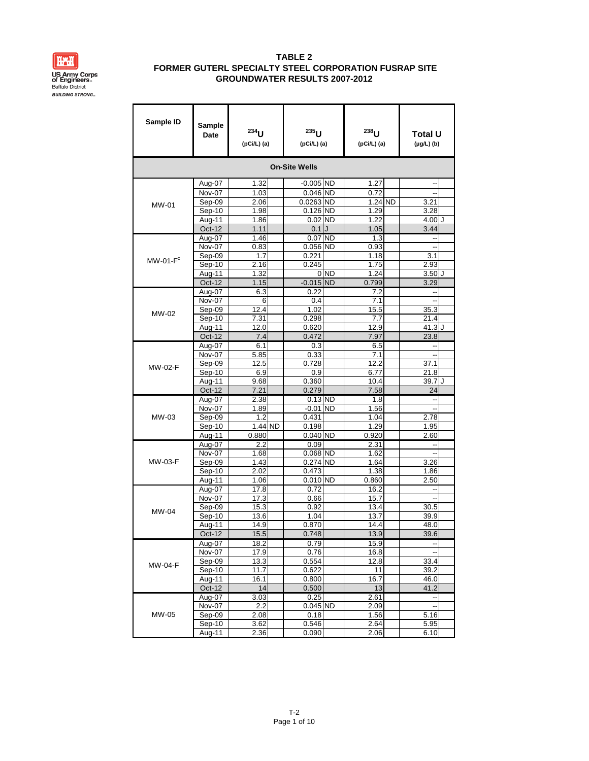**TABLE 2**
**FORMER GUTERL SPECIALTY STEEL CORPORATION FUSRAP SITE**
**GROUNDWATER RESULTS 2007-2012**

| Sample ID | Sample Date | $^{234}U$ (pCi/L) (a) | | $^{235}U$ (pCi/L) (a) | | $^{238}U$ (pCi/L) (a) | | Total U (µg/L) (b) | |
|---|---|---|---|---|---|---|---|---|---|
| **On-Site Wells** | | | | | | | | | |
| MW-01 | Aug-07 | 1.32 | | -0.005 | ND | 1.27 | | -- | |
| | Nov-07 | 1.03 | | 0.046 | ND | 0.72 | | -- | |
| | Sep-09 | 2.06 | | 0.0263 | ND | 1.24 | ND | 3.21 | |
| | Sep-10 | 1.98 | | 0.126 | ND | 1.29 | | 3.28 | |
| | Aug-11 | 1.86 | | 0.02 | ND | 1.22 | | 4.00 | J |
| | Oct-12 | 1.11 | | 0.1 | J | 1.05 | | 3.44 | |
| MW-01-F[c] | Aug-07 | 1.46 | | 0.07 | ND | 1.3 | | -- | |
| | Nov-07 | 0.83 | | 0.056 | ND | 0.93 | | -- | |
| | Sep-09 | 1.7 | | 0.221 | | 1.18 | | 3.1 | |
| | Sep-10 | 2.16 | | 0.245 | | 1.75 | | 2.93 | |
| | Aug-11 | 1.32 | | 0 | ND | 1.24 | | 3.50 | J |
| | Oct-12 | 1.15 | | -0.015 | ND | 0.799 | | 3.29 | |
| MW-02 | Aug-07 | 6.3 | | 0.22 | | 7.2 | | -- | |
| | Nov-07 | 6 | | 0.4 | | 7.1 | | -- | |
| | Sep-09 | 12.4 | | 1.02 | | 15.5 | | 35.3 | |
| | Sep-10 | 7.31 | | 0.298 | | 7.7 | | 21.4 | |
| | Aug-11 | 12.0 | | 0.620 | | 12.9 | | 41.3 | J |
| | Oct-12 | 7.4 | | 0.472 | | 7.97 | | 23.8 | |
| MW-02-F | Aug-07 | 6.1 | | 0.3 | | 6.5 | | -- | |
| | Nov-07 | 5.85 | | 0.33 | | 7.1 | | -- | |
| | Sep-09 | 12.5 | | 0.728 | | 12.2 | | 37.1 | |
| | Sep-10 | 6.9 | | 0.9 | | 6.77 | | 21.8 | |
| | Aug-11 | 9.68 | | 0.360 | | 10.4 | | 39.7 | J |
| | Oct-12 | 7.21 | | 0.279 | | 7.58 | | 24 | |
| MW-03 | Aug-07 | 2.38 | | 0.13 | ND | 1.8 | | -- | |
| | Nov-07 | 1.89 | | -0.01 | ND | 1.56 | | -- | |
| | Sep-09 | 1.2 | | 0.431 | | 1.04 | | 2.78 | |
| | Sep-10 | 1.44 | ND | 0.198 | | 1.29 | | 1.95 | |
| | Aug-11 | 0.880 | | 0.040 | ND | 0.920 | | 2.60 | |
| MW-03-F | Aug-07 | 2.2 | | 0.09 | | 2.31 | | -- | |
| | Nov-07 | 1.68 | | 0.068 | ND | 1.62 | | -- | |
| | Sep-09 | 1.43 | | 0.274 | ND | 1.64 | | 3.26 | |
| | Sep-10 | 2.02 | | 0.473 | | 1.38 | | 1.86 | |
| | Aug-11 | 1.06 | | 0.010 | ND | 0.860 | | 2.50 | |
| MW-04 | Aug-07 | 17.8 | | 0.72 | | 16.2 | | -- | |
| | Nov-07 | 17.3 | | 0.66 | | 15.7 | | -- | |
| | Sep-09 | 15.3 | | 0.92 | | 13.4 | | 30.5 | |
| | Sep-10 | 13.6 | | 1.04 | | 13.7 | | 39.9 | |
| | Aug-11 | 14.9 | | 0.870 | | 14.4 | | 48.0 | |
| | Oct-12 | 15.5 | | 0.748 | | 13.9 | | 39.6 | |
| MW-04-F | Aug-07 | 18.2 | | 0.79 | | 15.9 | | -- | |
| | Nov-07 | 17.9 | | 0.76 | | 16.8 | | -- | |
| | Sep-09 | 13.3 | | 0.554 | | 12.8 | | 33.4 | |
| | Sep-10 | 11.7 | | 0.622 | | 11 | | 39.2 | |
| | Aug-11 | 16.1 | | 0.800 | | 16.7 | | 46.0 | |
| | Oct-12 | 14 | | 0.500 | | 13 | | 41.2 | |
| MW-05 | Aug-07 | 3.03 | | 0.25 | | 2.61 | | -- | |
| | Nov-07 | 2.2 | | 0.045 | ND | 2.09 | | -- | |
| | Sep-09 | 2.08 | | 0.18 | | 1.56 | | 5.16 | |
| | Sep-10 | 3.62 | | 0.546 | | 2.64 | | 5.95 | |
| | Aug-11 | 2.36 | | 0.090 | | 2.06 | | 6.10 | |

T-2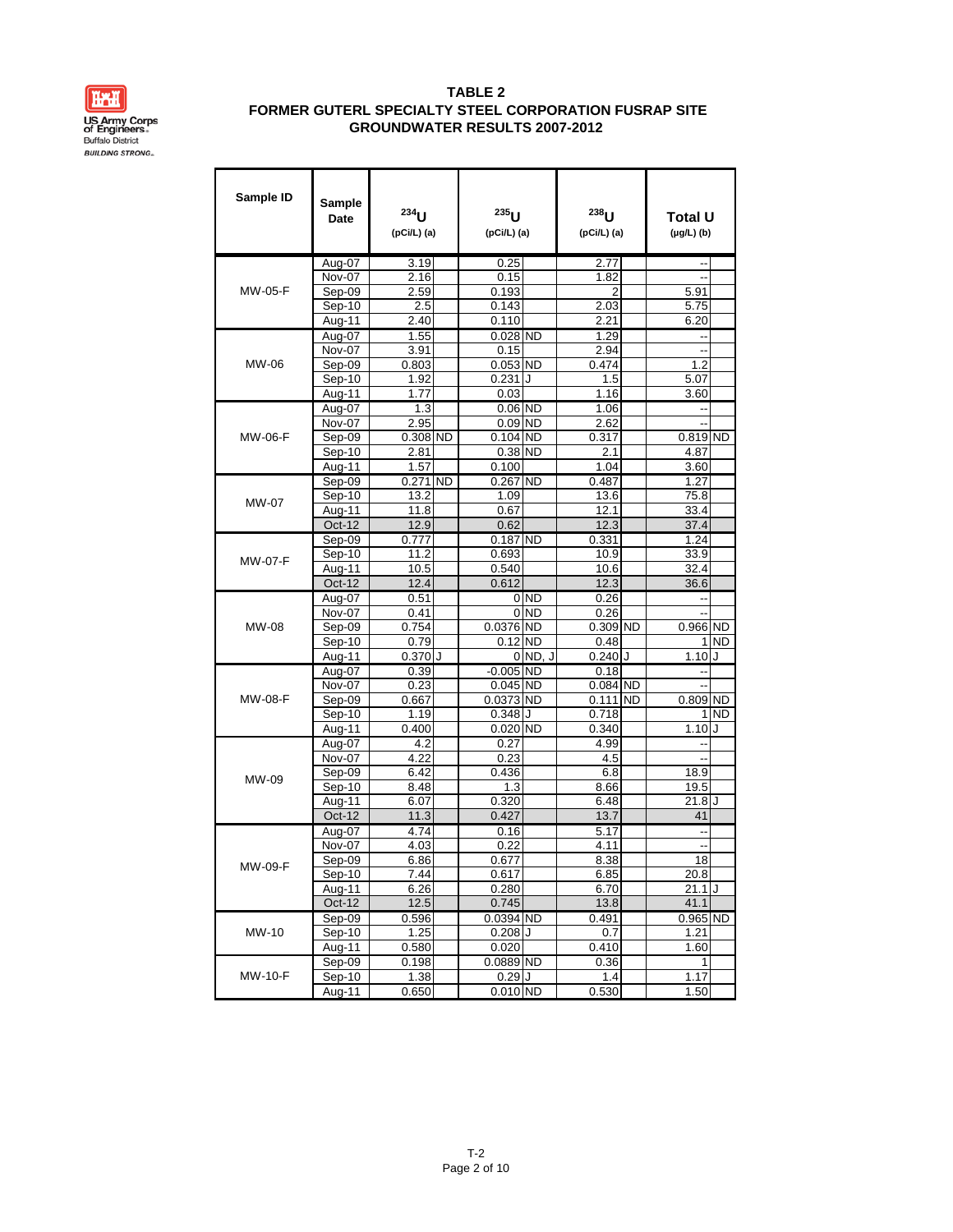US Army Corps of Engineers
Buffalo District
*BUILDING STRONG*

# TABLE 2
## FORMER GUTERL SPECIALTY STEEL CORPORATION FUSRAP SITE
## GROUNDWATER RESULTS 2007-2012

| Sample ID | Sample Date | $^{234}U$ (pCi/L) (a) | | $^{235}U$ (pCi/L) (a) | | $^{238}U$ (pCi/L) (a) | | Total U (µg/L) (b) | |
|---|---|---|---|---|---|---|---|---|---|
| MW-05-F | Aug-07 | 3.19 | | 0.25 | | 2.77 | | -- | |
| | Nov-07 | 2.16 | | 0.15 | | 1.82 | | -- | |
| | Sep-09 | 2.59 | | 0.193 | | 2 | | 5.91 | |
| | Sep-10 | 2.5 | | 0.143 | | 2.03 | | 5.75 | |
| | Aug-11 | 2.40 | | 0.110 | | 2.21 | | 6.20 | |
| MW-06 | Aug-07 | 1.55 | | 0.028 | ND | 1.29 | | -- | |
| | Nov-07 | 3.91 | | 0.15 | | 2.94 | | -- | |
| | Sep-09 | 0.803 | | 0.053 | ND | 0.474 | | 1.2 | |
| | Sep-10 | 1.92 | | 0.231 | J | 1.5 | | 5.07 | |
| | Aug-11 | 1.77 | | 0.03 | | 1.16 | | 3.60 | |
| MW-06-F | Aug-07 | 1.3 | | 0.06 | ND | 1.06 | | -- | |
| | Nov-07 | 2.95 | | 0.09 | ND | 2.62 | | -- | |
| | Sep-09 | 0.308 | ND | 0.104 | ND | 0.317 | | 0.819 | ND |
| | Sep-10 | 2.81 | | 0.38 | ND | 2.1 | | 4.87 | |
| | Aug-11 | 1.57 | | 0.100 | | 1.04 | | 3.60 | |
| MW-07 | Sep-09 | 0.271 | ND | 0.267 | ND | 0.487 | | 1.27 | |
| | Sep-10 | 13.2 | | 1.09 | | 13.6 | | 75.8 | |
| | Aug-11 | 11.8 | | 0.67 | | 12.1 | | 33.4 | |
| | Oct-12 | 12.9 | | 0.62 | | 12.3 | | 37.4 | |
| MW-07-F | Sep-09 | 0.777 | | 0.187 | ND | 0.331 | | 1.24 | |
| | Sep-10 | 11.2 | | 0.693 | | 10.9 | | 33.9 | |
| | Aug-11 | 10.5 | | 0.540 | | 10.6 | | 32.4 | |
| | Oct-12 | 12.4 | | 0.612 | | 12.3 | | 36.6 | |
| MW-08 | Aug-07 | 0.51 | | 0 | ND | 0.26 | | -- | |
| | Nov-07 | 0.41 | | 0 | ND | 0.26 | | -- | |
| | Sep-09 | 0.754 | | 0.0376 | ND | 0.309 | ND | 0.966 | ND |
| | Sep-10 | 0.79 | | 0.12 | ND | 0.48 | | 1 | ND |
| | Aug-11 | 0.370 | J | 0 | ND, J | 0.240 | J | 1.10 | J |
| MW-08-F | Aug-07 | 0.39 | | -0.005 | ND | 0.18 | | -- | |
| | Nov-07 | 0.23 | | 0.045 | ND | 0.084 | ND | -- | |
| | Sep-09 | 0.667 | | 0.0373 | ND | 0.111 | ND | 0.809 | ND |
| | Sep-10 | 1.19 | | 0.348 | J | 0.718 | | 1 | ND |
| | Aug-11 | 0.400 | | 0.020 | ND | 0.340 | | 1.10 | J |
| MW-09 | Aug-07 | 4.2 | | 0.27 | | 4.99 | | -- | |
| | Nov-07 | 4.22 | | 0.23 | | 4.5 | | -- | |
| | Sep-09 | 6.42 | | 0.436 | | 6.8 | | 18.9 | |
| | Sep-10 | 8.48 | | 1.3 | | 8.66 | | 19.5 | |
| | Aug-11 | 6.07 | | 0.320 | | 6.48 | | 21.8 | J |
| | Oct-12 | 11.3 | | 0.427 | | 13.7 | | 41 | |
| MW-09-F | Aug-07 | 4.74 | | 0.16 | | 5.17 | | -- | |
| | Nov-07 | 4.03 | | 0.22 | | 4.11 | | -- | |
| | Sep-09 | 6.86 | | 0.677 | | 8.38 | | 18 | |
| | Sep-10 | 7.44 | | 0.617 | | 6.85 | | 20.8 | |
| | Aug-11 | 6.26 | | 0.280 | | 6.70 | | 21.1 | J |
| | Oct-12 | 12.5 | | 0.745 | | 13.8 | | 41.1 | |
| MW-10 | Sep-09 | 0.596 | | 0.0394 | ND | 0.491 | | 0.965 | ND |
| | Sep-10 | 1.25 | | 0.208 | J | 0.7 | | 1.21 | |
| | Aug-11 | 0.580 | | 0.020 | | 0.410 | | 1.60 | |
| MW-10-F | Sep-09 | 0.198 | | 0.0889 | ND | 0.36 | | 1 | |
| | Sep-10 | 1.38 | | 0.29 | J | 1.4 | | 1.17 | |
| | Aug-11 | 0.650 | | 0.010 | ND | 0.530 | | 1.50 | |

T-2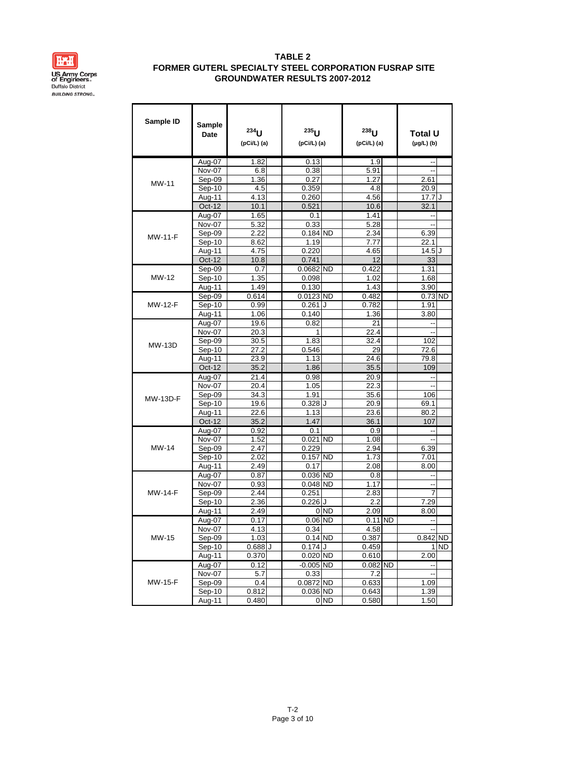US Army Corps of Engineers
Buffalo District
*BUILDING STRONG*

# TABLE 2
## FORMER GUTERL SPECIALTY STEEL CORPORATION FUSRAP SITE
## GROUNDWATER RESULTS 2007-2012

| Sample ID | Sample Date | $^{234}U$ (pCi/L) (a) | | $^{235}U$ (pCi/L) (a) | | $^{238}U$ (pCi/L) (a) | | Total U (µg/L) (b) | |
|---|---|---|---|---|---|---|---|---|---|
| MW-11 | Aug-07 | 1.82 | | 0.13 | | 1.9 | | -- | |
| | Nov-07 | 6.8 | | 0.38 | | 5.91 | | -- | |
| | Sep-09 | 1.36 | | 0.27 | | 1.27 | | 2.61 | |
| | Sep-10 | 4.5 | | 0.359 | | 4.8 | | 20.9 | |
| | Aug-11 | 4.13 | | 0.260 | | 4.56 | | 17.7 | J |
| | Oct-12 | 10.1 | | 0.521 | | 10.6 | | 32.1 | |
| MW-11-F | Aug-07 | 1.65 | | 0.1 | | 1.41 | | -- | |
| | Nov-07 | 5.32 | | 0.33 | | 5.28 | | -- | |
| | Sep-09 | 2.22 | | 0.184 | ND | 2.34 | | 6.39 | |
| | Sep-10 | 8.62 | | 1.19 | | 7.77 | | 22.1 | |
| | Aug-11 | 4.75 | | 0.220 | | 4.65 | | 14.5 | J |
| | Oct-12 | 10.8 | | 0.741 | | 12 | | 33 | |
| MW-12 | Sep-09 | 0.7 | | 0.0682 | ND | 0.422 | | 1.31 | |
| | Sep-10 | 1.35 | | 0.098 | | 1.02 | | 1.68 | |
| | Aug-11 | 1.49 | | 0.130 | | 1.43 | | 3.90 | |
| MW-12-F | Sep-09 | 0.614 | | 0.0123 | ND | 0.482 | | 0.73 | ND |
| | Sep-10 | 0.99 | | 0.261 | J | 0.782 | | 1.91 | |
| | Aug-11 | 1.06 | | 0.140 | | 1.36 | | 3.80 | |
| MW-13D | Aug-07 | 19.6 | | 0.82 | | 21 | | -- | |
| | Nov-07 | 20.3 | | 1 | | 22.4 | | -- | |
| | Sep-09 | 30.5 | | 1.83 | | 32.4 | | 102 | |
| | Sep-10 | 27.2 | | 0.546 | | 29 | | 72.6 | |
| | Aug-11 | 23.9 | | 1.13 | | 24.6 | | 79.8 | |
| | Oct-12 | 35.2 | | 1.86 | | 35.5 | | 109 | |
| MW-13D-F | Aug-07 | 21.4 | | 0.98 | | 20.9 | | -- | |
| | Nov-07 | 20.4 | | 1.05 | | 22.3 | | -- | |
| | Sep-09 | 34.3 | | 1.91 | | 35.6 | | 106 | |
| | Sep-10 | 19.6 | | 0.328 | J | 20.9 | | 69.1 | |
| | Aug-11 | 22.6 | | 1.13 | | 23.6 | | 80.2 | |
| | Oct-12 | 35.2 | | 1.47 | | 36.1 | | 107 | |
| MW-14 | Aug-07 | 0.92 | | 0.1 | | 0.9 | | -- | |
| | Nov-07 | 1.52 | | 0.021 | ND | 1.08 | | -- | |
| | Sep-09 | 2.47 | | 0.229 | | 2.94 | | 6.39 | |
| | Sep-10 | 2.02 | | 0.157 | ND | 1.73 | | 7.01 | |
| | Aug-11 | 2.49 | | 0.17 | | 2.08 | | 8.00 | |
| MW-14-F | Aug-07 | 0.87 | | 0.036 | ND | 0.8 | | -- | |
| | Nov-07 | 0.93 | | 0.048 | ND | 1.17 | | -- | |
| | Sep-09 | 2.44 | | 0.251 | | 2.83 | | 7 | |
| | Sep-10 | 2.36 | | 0.226 | J | 2.2 | | 7.29 | |
| | Aug-11 | 2.49 | | 0 | ND | 2.09 | | 8.00 | |
| MW-15 | Aug-07 | 0.17 | | 0.06 | ND | 0.11 | ND | -- | |
| | Nov-07 | 4.13 | | 0.34 | | 4.58 | | -- | |
| | Sep-09 | 1.03 | | 0.14 | ND | 0.387 | | 0.842 | ND |
| | Sep-10 | 0.688 | J | 0.174 | J | 0.459 | | 1 | ND |
| | Aug-11 | 0.370 | | 0.020 | ND | 0.610 | | 2.00 | |
| MW-15-F | Aug-07 | 0.12 | | -0.005 | ND | 0.082 | ND | -- | |
| | Nov-07 | 5.7 | | 0.33 | | 7.2 | | -- | |
| | Sep-09 | 0.4 | | 0.0872 | ND | 0.633 | | 1.09 | |
| | Sep-10 | 0.812 | | 0.036 | ND | 0.643 | | 1.39 | |
| | Aug-11 | 0.480 | | 0 | ND | 0.580 | | 1.50 | |

T-2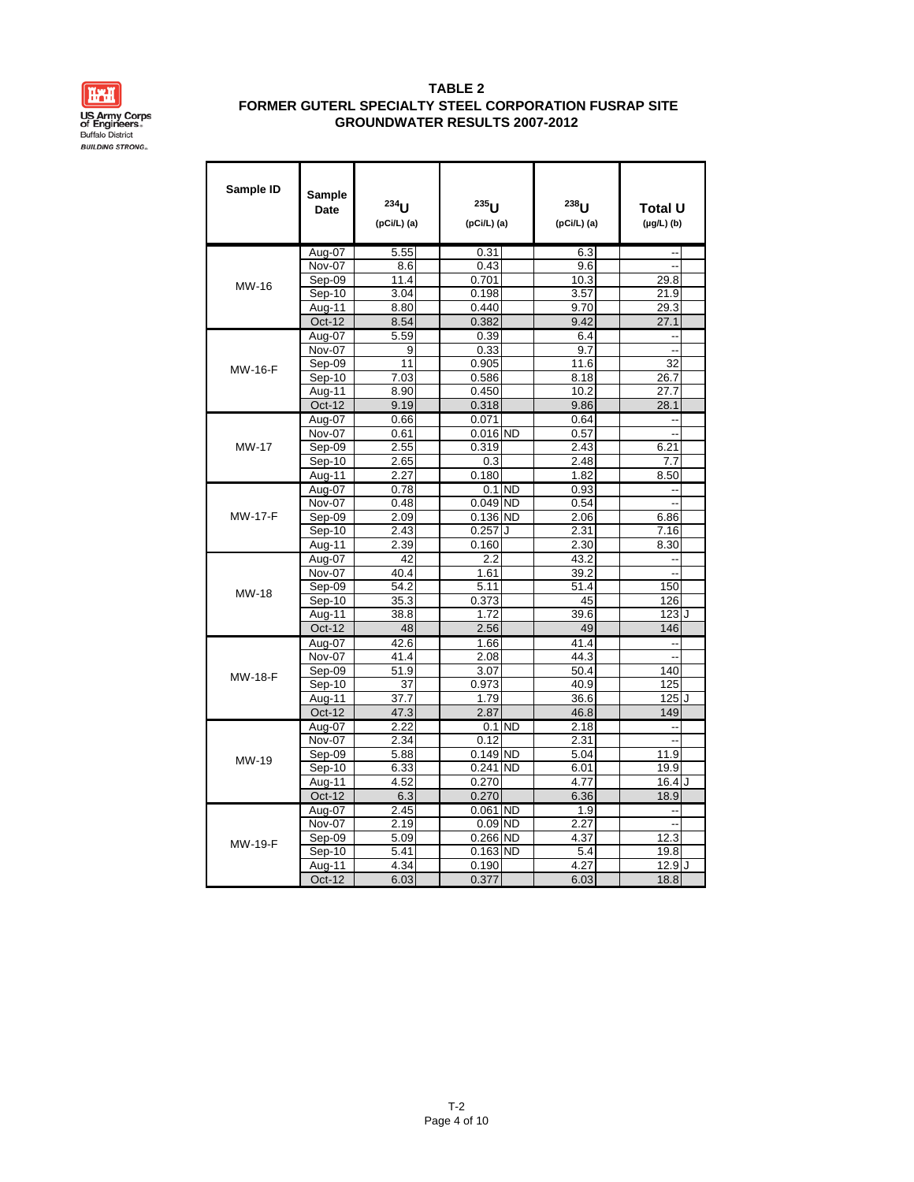## TABLE 2
## FORMER GUTERL SPECIALTY STEEL CORPORATION FUSRAP SITE
## GROUNDWATER RESULTS 2007-2012

| Sample ID | Sample Date | $^{234}U$ (pCi/L) (a) | | $^{235}U$ (pCi/L) (a) | | $^{238}U$ (pCi/L) (a) | | Total U (µg/L) (b) | |
|---|---|---|---|---|---|---|---|---|---|
| MW-16 | Aug-07 | 5.55 | | 0.31 | | 6.3 | | -- | |
| | Nov-07 | 8.6 | | 0.43 | | 9.6 | | -- | |
| | Sep-09 | 11.4 | | 0.701 | | 10.3 | | 29.8 | |
| | Sep-10 | 3.04 | | 0.198 | | 3.57 | | 21.9 | |
| | Aug-11 | 8.80 | | 0.440 | | 9.70 | | 29.3 | |
| | Oct-12 | 8.54 | | 0.382 | | 9.42 | | 27.1 | |
| MW-16-F | Aug-07 | 5.59 | | 0.39 | | 6.4 | | -- | |
| | Nov-07 | 9 | | 0.33 | | 9.7 | | -- | |
| | Sep-09 | 11 | | 0.905 | | 11.6 | | 32 | |
| | Sep-10 | 7.03 | | 0.586 | | 8.18 | | 26.7 | |
| | Aug-11 | 8.90 | | 0.450 | | 10.2 | | 27.7 | |
| | Oct-12 | 9.19 | | 0.318 | | 9.86 | | 28.1 | |
| MW-17 | Aug-07 | 0.66 | | 0.071 | | 0.64 | | -- | |
| | Nov-07 | 0.61 | | 0.016 | ND | 0.57 | | -- | |
| | Sep-09 | 2.55 | | 0.319 | | 2.43 | | 6.21 | |
| | Sep-10 | 2.65 | | 0.3 | | 2.48 | | 7.7 | |
| | Aug-11 | 2.27 | | 0.180 | | 1.82 | | 8.50 | |
| MW-17-F | Aug-07 | 0.78 | | 0.1 | ND | 0.93 | | -- | |
| | Nov-07 | 0.48 | | 0.049 | ND | 0.54 | | -- | |
| | Sep-09 | 2.09 | | 0.136 | ND | 2.06 | | 6.86 | |
| | Sep-10 | 2.43 | | 0.257 | J | 2.31 | | 7.16 | |
| | Aug-11 | 2.39 | | 0.160 | | 2.30 | | 8.30 | |
| MW-18 | Aug-07 | 42 | | 2.2 | | 43.2 | | -- | |
| | Nov-07 | 40.4 | | 1.61 | | 39.2 | | -- | |
| | Sep-09 | 54.2 | | 5.11 | | 51.4 | | 150 | |
| | Sep-10 | 35.3 | | 0.373 | | 45 | | 126 | |
| | Aug-11 | 38.8 | | 1.72 | | 39.6 | | 123 | J |
| | Oct-12 | 48 | | 2.56 | | 49 | | 146 | |
| MW-18-F | Aug-07 | 42.6 | | 1.66 | | 41.4 | | -- | |
| | Nov-07 | 41.4 | | 2.08 | | 44.3 | | -- | |
| | Sep-09 | 51.9 | | 3.07 | | 50.4 | | 140 | |
| | Sep-10 | 37 | | 0.973 | | 40.9 | | 125 | |
| | Aug-11 | 37.7 | | 1.79 | | 36.6 | | 125 | J |
| | Oct-12 | 47.3 | | 2.87 | | 46.8 | | 149 | |
| MW-19 | Aug-07 | 2.22 | | 0.1 | ND | 2.18 | | -- | |
| | Nov-07 | 2.34 | | 0.12 | | 2.31 | | -- | |
| | Sep-09 | 5.88 | | 0.149 | ND | 5.04 | | 11.9 | |
| | Sep-10 | 6.33 | | 0.241 | ND | 6.01 | | 19.9 | |
| | Aug-11 | 4.52 | | 0.270 | | 4.77 | | 16.4 | J |
| | Oct-12 | 6.3 | | 0.270 | | 6.36 | | 18.9 | |
| MW-19-F | Aug-07 | 2.45 | | 0.061 | ND | 1.9 | | -- | |
| | Nov-07 | 2.19 | | 0.09 | ND | 2.27 | | -- | |
| | Sep-09 | 5.09 | | 0.266 | ND | 4.37 | | 12.3 | |
| | Sep-10 | 5.41 | | 0.163 | ND | 5.4 | | 19.8 | |
| | Aug-11 | 4.34 | | 0.190 | | 4.27 | | 12.9 | J |
| | Oct-12 | 6.03 | | 0.377 | | 6.03 | | 18.8 | |

T-2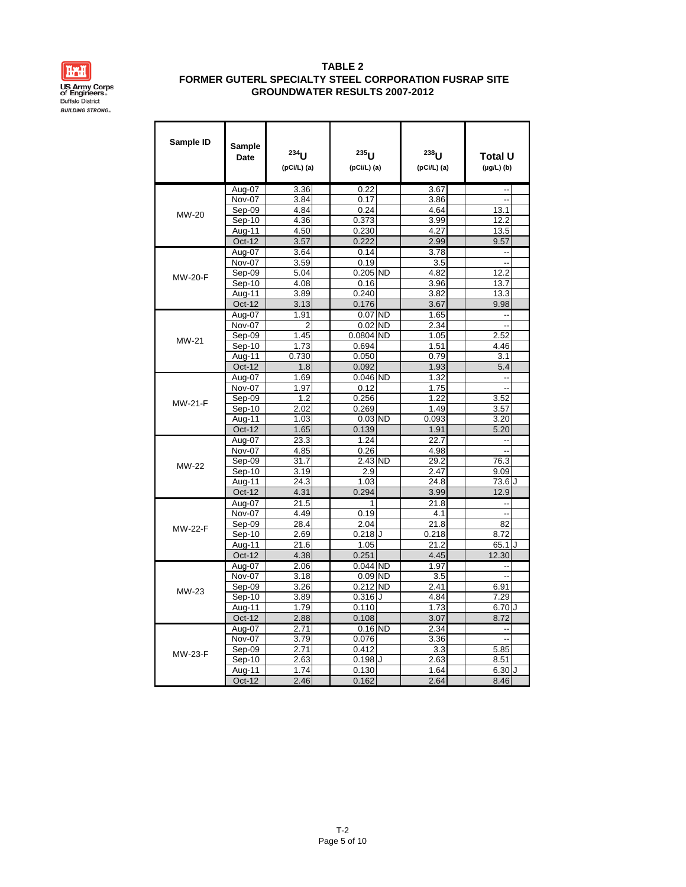US Army Corps of Engineers
Buffalo District
*BUILDING STRONG*

**TABLE 2**
**FORMER GUTERL SPECIALTY STEEL CORPORATION FUSRAP SITE**
**GROUNDWATER RESULTS 2007-2012**

| Sample ID | Sample Date | $^{234}U$ (pCi/L) (a) | | $^{235}U$ (pCi/L) (a) | | $^{238}U$ (pCi/L) (a) | | Total U (µg/L) (b) | |
|---|---|---|---|---|---|---|---|---|---|
| MW-20 | Aug-07 | 3.36 | | 0.22 | | 3.67 | | -- | |
| | Nov-07 | 3.84 | | 0.17 | | 3.86 | | -- | |
| | Sep-09 | 4.84 | | 0.24 | | 4.64 | | 13.1 | |
| | Sep-10 | 4.36 | | 0.373 | | 3.99 | | 12.2 | |
| | Aug-11 | 4.50 | | 0.230 | | 4.27 | | 13.5 | |
| | Oct-12 | 3.57 | | 0.222 | | 2.99 | | 9.57 | |
| MW-20-F | Aug-07 | 3.64 | | 0.14 | | 3.78 | | -- | |
| | Nov-07 | 3.59 | | 0.19 | | 3.5 | | -- | |
| | Sep-09 | 5.04 | | 0.205 | ND | 4.82 | | 12.2 | |
| | Sep-10 | 4.08 | | 0.16 | | 3.96 | | 13.7 | |
| | Aug-11 | 3.89 | | 0.240 | | 3.82 | | 13.3 | |
| | Oct-12 | 3.13 | | 0.176 | | 3.67 | | 9.98 | |
| MW-21 | Aug-07 | 1.91 | | 0.07 | ND | 1.65 | | -- | |
| | Nov-07 | 2 | | 0.02 | ND | 2.34 | | -- | |
| | Sep-09 | 1.45 | | 0.0804 | ND | 1.05 | | 2.52 | |
| | Sep-10 | 1.73 | | 0.694 | | 1.51 | | 4.46 | |
| | Aug-11 | 0.730 | | 0.050 | | 0.79 | | 3.1 | |
| | Oct-12 | 1.8 | | 0.092 | | 1.93 | | 5.4 | |
| MW-21-F | Aug-07 | 1.69 | | 0.046 | ND | 1.32 | | -- | |
| | Nov-07 | 1.97 | | 0.12 | | 1.75 | | -- | |
| | Sep-09 | 1.2 | | 0.256 | | 1.22 | | 3.52 | |
| | Sep-10 | 2.02 | | 0.269 | | 1.49 | | 3.57 | |
| | Aug-11 | 1.03 | | 0.03 | ND | 0.093 | | 3.20 | |
| | Oct-12 | 1.65 | | 0.139 | | 1.91 | | 5.20 | |
| MW-22 | Aug-07 | 23.3 | | 1.24 | | 22.7 | | -- | |
| | Nov-07 | 4.85 | | 0.26 | | 4.98 | | -- | |
| | Sep-09 | 31.7 | | 2.43 | ND | 29.2 | | 76.3 | |
| | Sep-10 | 3.19 | | 2.9 | | 2.47 | | 9.09 | |
| | Aug-11 | 24.3 | | 1.03 | | 24.8 | | 73.6 | J |
| | Oct-12 | 4.31 | | 0.294 | | 3.99 | | 12.9 | |
| MW-22-F | Aug-07 | 21.5 | | 1 | | 21.8 | | -- | |
| | Nov-07 | 4.49 | | 0.19 | | 4.1 | | -- | |
| | Sep-09 | 28.4 | | 2.04 | | 21.8 | | 82 | |
| | Sep-10 | 2.69 | | 0.218 | J | 0.218 | | 8.72 | |
| | Aug-11 | 21.6 | | 1.05 | | 21.2 | | 65.1 | J |
| | Oct-12 | 4.38 | | 0.251 | | 4.45 | | 12.30 | |
| MW-23 | Aug-07 | 2.06 | | 0.044 | ND | 1.97 | | -- | |
| | Nov-07 | 3.18 | | 0.09 | ND | 3.5 | | -- | |
| | Sep-09 | 3.26 | | 0.212 | ND | 2.41 | | 6.91 | |
| | Sep-10 | 3.89 | | 0.316 | J | 4.84 | | 7.29 | |
| | Aug-11 | 1.79 | | 0.110 | | 1.73 | | 6.70 | J |
| | Oct-12 | 2.88 | | 0.108 | | 3.07 | | 8.72 | |
| MW-23-F | Aug-07 | 2.71 | | 0.16 | ND | 2.34 | | -- | |
| | Nov-07 | 3.79 | | 0.076 | | 3.36 | | -- | |
| | Sep-09 | 2.71 | | 0.412 | | 3.3 | | 5.85 | |
| | Sep-10 | 2.63 | | 0.198 | J | 2.63 | | 8.51 | |
| | Aug-11 | 1.74 | | 0.130 | | 1.64 | | 6.30 | J |
| | Oct-12 | 2.46 | | 0.162 | | 2.64 | | 8.46 | |

T-2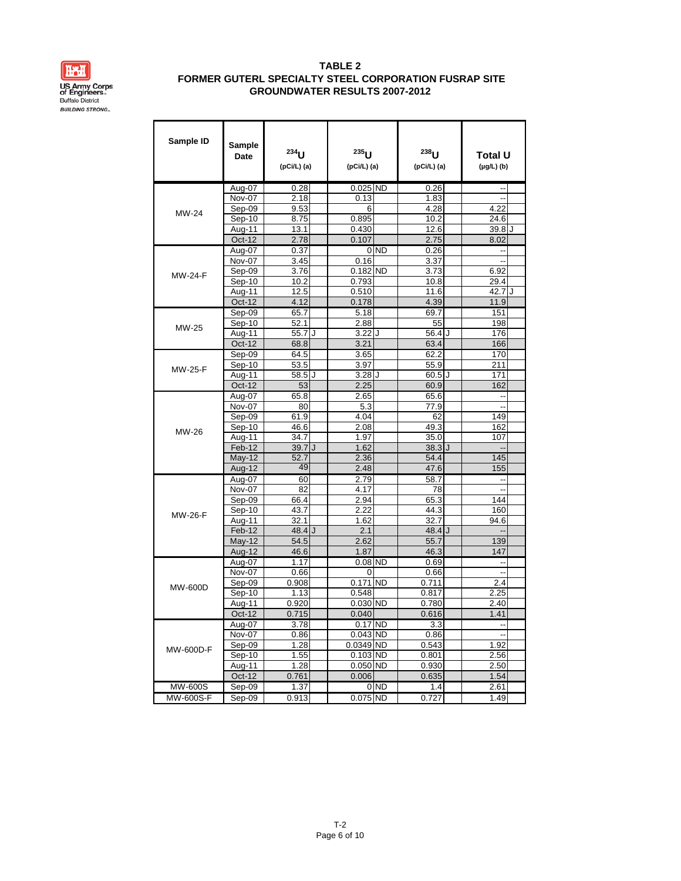US Army Corps of Engineers
Buffalo District
*BUILDING STRONG*

# TABLE 2
## FORMER GUTERL SPECIALTY STEEL CORPORATION FUSRAP SITE
## GROUNDWATER RESULTS 2007-2012

| Sample ID | Sample Date | $^{234}U$ (pCi/L) (a) | | $^{235}U$ (pCi/L) (a) | | $^{238}U$ (pCi/L) (a) | | Total U (µg/L) (b) | |
|---|---|---|---|---|---|---|---|---|---|
| MW-24 | Aug-07 | 0.28 | | 0.025 | ND | 0.26 | | -- | |
| | Nov-07 | 2.18 | | 0.13 | | 1.83 | | -- | |
| | Sep-09 | 9.53 | | 6 | | 4.28 | | 4.22 | |
| | Sep-10 | 8.75 | | 0.895 | | 10.2 | | 24.6 | |
| | Aug-11 | 13.1 | | 0.430 | | 12.6 | | 39.8 | J |
| | Oct-12 | 2.78 | | 0.107 | | 2.75 | | 8.02 | |
| MW-24-F | Aug-07 | 0.37 | | 0 | ND | 0.26 | | -- | |
| | Nov-07 | 3.45 | | 0.16 | | 3.37 | | -- | |
| | Sep-09 | 3.76 | | 0.182 | ND | 3.73 | | 6.92 | |
| | Sep-10 | 10.2 | | 0.793 | | 10.8 | | 29.4 | |
| | Aug-11 | 12.5 | | 0.510 | | 11.6 | | 42.7 | J |
| | Oct-12 | 4.12 | | 0.178 | | 4.39 | | 11.9 | |
| MW-25 | Sep-09 | 65.7 | | 5.18 | | 69.7 | | 151 | |
| | Sep-10 | 52.1 | | 2.88 | | 55 | | 198 | |
| | Aug-11 | 55.7 | J | 3.22 | J | 56.4 | J | 176 | |
| | Oct-12 | 68.8 | | 3.21 | | 63.4 | | 166 | |
| MW-25-F | Sep-09 | 64.5 | | 3.65 | | 62.2 | | 170 | |
| | Sep-10 | 53.5 | | 3.97 | | 55.9 | | 211 | |
| | Aug-11 | 58.5 | J | 3.28 | J | 60.5 | J | 171 | |
| | Oct-12 | 53 | | 2.25 | | 60.9 | | 162 | |
| MW-26 | Aug-07 | 65.8 | | 2.65 | | 65.6 | | -- | |
| | Nov-07 | 80 | | 5.3 | | 77.9 | | -- | |
| | Sep-09 | 61.9 | | 4.04 | | 62 | | 149 | |
| | Sep-10 | 46.6 | | 2.08 | | 49.3 | | 162 | |
| | Aug-11 | 34.7 | | 1.97 | | 35.0 | | 107 | |
| | Feb-12 | 39.7 | J | 1.62 | | 38.3 | J | -- | |
| | May-12 | 52.7 | | 2.36 | | 54.4 | | 145 | |
| | Aug-12 | 49 | | 2.48 | | 47.6 | | 155 | |
| MW-26-F | Aug-07 | 60 | | 2.79 | | 58.7 | | -- | |
| | Nov-07 | 82 | | 4.17 | | 78 | | -- | |
| | Sep-09 | 66.4 | | 2.94 | | 65.3 | | 144 | |
| | Sep-10 | 43.7 | | 2.22 | | 44.3 | | 160 | |
| | Aug-11 | 32.1 | | 1.62 | | 32.7 | | 94.6 | |
| | Feb-12 | 48.4 | J | 2.1 | | 48.4 | J | -- | |
| | May-12 | 54.5 | | 2.62 | | 55.7 | | 139 | |
| | Aug-12 | 46.6 | | 1.87 | | 46.3 | | 147 | |
| MW-600D | Aug-07 | 1.17 | | 0.08 | ND | 0.69 | | -- | |
| | Nov-07 | 0.66 | | 0 | | 0.66 | | -- | |
| | Sep-09 | 0.908 | | 0.171 | ND | 0.711 | | 2.4 | |
| | Sep-10 | 1.13 | | 0.548 | | 0.817 | | 2.25 | |
| | Aug-11 | 0.920 | | 0.030 | ND | 0.780 | | 2.40 | |
| | Oct-12 | 0.715 | | 0.040 | | 0.616 | | 1.41 | |
| MW-600D-F | Aug-07 | 3.78 | | 0.17 | ND | 3.3 | | -- | |
| | Nov-07 | 0.86 | | 0.043 | ND | 0.86 | | -- | |
| | Sep-09 | 1.28 | | 0.0349 | ND | 0.543 | | 1.92 | |
| | Sep-10 | 1.55 | | 0.103 | ND | 0.801 | | 2.56 | |
| | Aug-11 | 1.28 | | 0.050 | ND | 0.930 | | 2.50 | |
| | Oct-12 | 0.761 | | 0.006 | | 0.635 | | 1.54 | |
| MW-600S | Sep-09 | 1.37 | | 0 | ND | 1.4 | | 2.61 | |
| MW-600S-F | Sep-09 | 0.913 | | 0.075 | ND | 0.727 | | 1.49 | |

T-2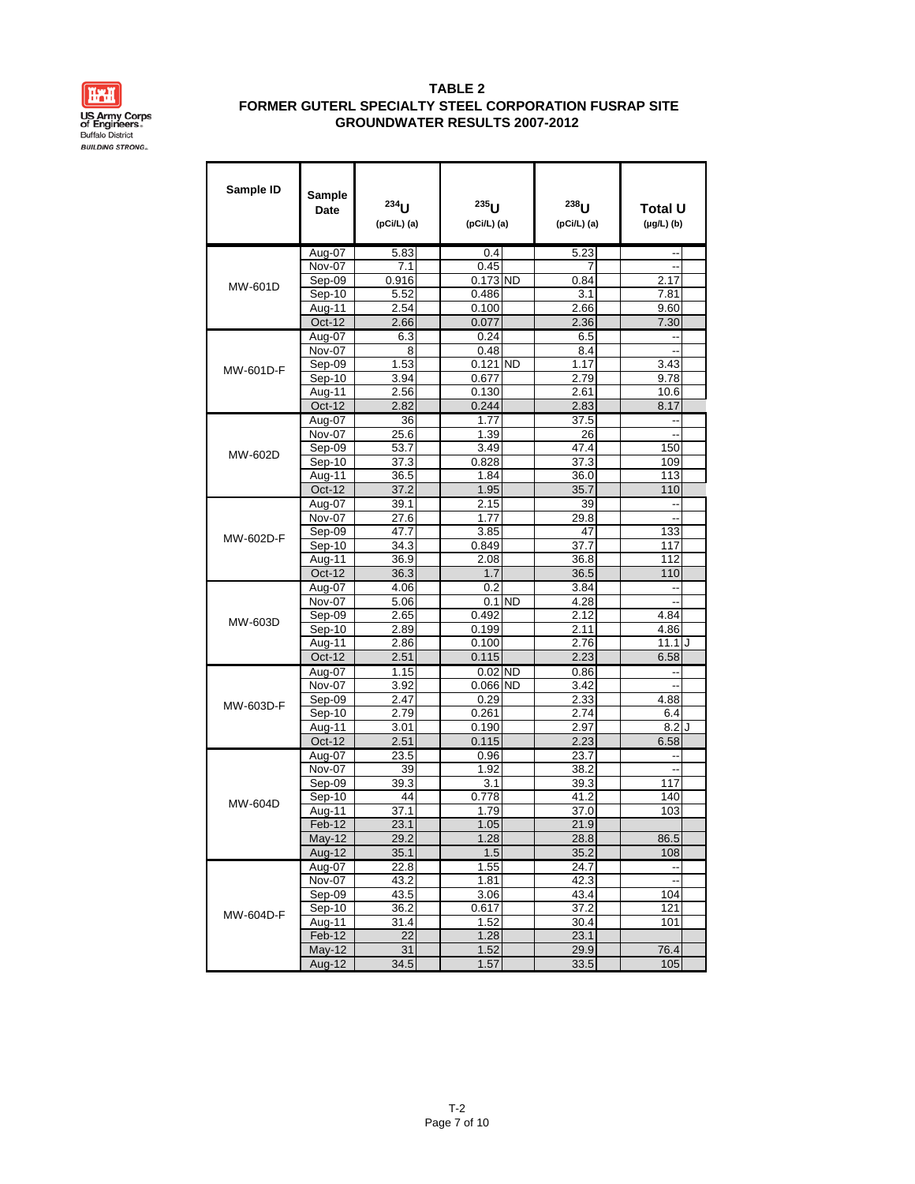**TABLE 2**
**FORMER GUTERL SPECIALTY STEEL CORPORATION FUSRAP SITE**
**GROUNDWATER RESULTS 2007-2012**

| Sample ID | Sample Date | $^{234}U$ (pCi/L) (a) | | $^{235}U$ (pCi/L) (a) | | $^{238}U$ (pCi/L) (a) | | Total U (μg/L) (b) | |
|---|---|---|---|---|---|---|---|---|---|
| MW-601D | Aug-07 | 5.83 | | 0.4 | | 5.23 | | -- | |
| | Nov-07 | 7.1 | | 0.45 | | 7 | | -- | |
| | Sep-09 | 0.916 | | 0.173 | ND | 0.84 | | 2.17 | |
| | Sep-10 | 5.52 | | 0.486 | | 3.1 | | 7.81 | |
| | Aug-11 | 2.54 | | 0.100 | | 2.66 | | 9.60 | |
| | Oct-12 | 2.66 | | 0.077 | | 2.36 | | 7.30 | |
| MW-601D-F | Aug-07 | 6.3 | | 0.24 | | 6.5 | | -- | |
| | Nov-07 | 8 | | 0.48 | | 8.4 | | -- | |
| | Sep-09 | 1.53 | | 0.121 | ND | 1.17 | | 3.43 | |
| | Sep-10 | 3.94 | | 0.677 | | 2.79 | | 9.78 | |
| | Aug-11 | 2.56 | | 0.130 | | 2.61 | | 10.6 | |
| | Oct-12 | 2.82 | | 0.244 | | 2.83 | | 8.17 | |
| MW-602D | Aug-07 | 36 | | 1.77 | | 37.5 | | -- | |
| | Nov-07 | 25.6 | | 1.39 | | 26 | | -- | |
| | Sep-09 | 53.7 | | 3.49 | | 47.4 | | 150 | |
| | Sep-10 | 37.3 | | 0.828 | | 37.3 | | 109 | |
| | Aug-11 | 36.5 | | 1.84 | | 36.0 | | 113 | |
| | Oct-12 | 37.2 | | 1.95 | | 35.7 | | 110 | |
| MW-602D-F | Aug-07 | 39.1 | | 2.15 | | 39 | | -- | |
| | Nov-07 | 27.6 | | 1.77 | | 29.8 | | -- | |
| | Sep-09 | 47.7 | | 3.85 | | 47 | | 133 | |
| | Sep-10 | 34.3 | | 0.849 | | 37.7 | | 117 | |
| | Aug-11 | 36.9 | | 2.08 | | 36.8 | | 112 | |
| | Oct-12 | 36.3 | | 1.7 | | 36.5 | | 110 | |
| MW-603D | Aug-07 | 4.06 | | 0.2 | | 3.84 | | -- | |
| | Nov-07 | 5.06 | | 0.1 | ND | 4.28 | | -- | |
| | Sep-09 | 2.65 | | 0.492 | | 2.12 | | 4.84 | |
| | Sep-10 | 2.89 | | 0.199 | | 2.11 | | 4.86 | |
| | Aug-11 | 2.86 | | 0.100 | | 2.76 | | 11.1 | J |
| | Oct-12 | 2.51 | | 0.115 | | 2.23 | | 6.58 | |
| MW-603D-F | Aug-07 | 1.15 | | 0.02 | ND | 0.86 | | -- | |
| | Nov-07 | 3.92 | | 0.066 | ND | 3.42 | | -- | |
| | Sep-09 | 2.47 | | 0.29 | | 2.33 | | 4.88 | |
| | Sep-10 | 2.79 | | 0.261 | | 2.74 | | 6.4 | |
| | Aug-11 | 3.01 | | 0.190 | | 2.97 | | 8.2 | J |
| | Oct-12 | 2.51 | | 0.115 | | 2.23 | | 6.58 | |
| MW-604D | Aug-07 | 23.5 | | 0.96 | | 23.7 | | -- | |
| | Nov-07 | 39 | | 1.92 | | 38.2 | | -- | |
| | Sep-09 | 39.3 | | 3.1 | | 39.3 | | 117 | |
| | Sep-10 | 44 | | 0.778 | | 41.2 | | 140 | |
| | Aug-11 | 37.1 | | 1.79 | | 37.0 | | 103 | |
| | Feb-12 | 23.1 | | 1.05 | | 21.9 | | | |
| | May-12 | 29.2 | | 1.28 | | 28.8 | | 86.5 | |
| | Aug-12 | 35.1 | | 1.5 | | 35.2 | | 108 | |
| MW-604D-F | Aug-07 | 22.8 | | 1.55 | | 24.7 | | -- | |
| | Nov-07 | 43.2 | | 1.81 | | 42.3 | | -- | |
| | Sep-09 | 43.5 | | 3.06 | | 43.4 | | 104 | |
| | Sep-10 | 36.2 | | 0.617 | | 37.2 | | 121 | |
| | Aug-11 | 31.4 | | 1.52 | | 30.4 | | 101 | |
| | Feb-12 | 22 | | 1.28 | | 23.1 | | | |
| | May-12 | 31 | | 1.52 | | 29.9 | | 76.4 | |
| | Aug-12 | 34.5 | | 1.57 | | 33.5 | | 105 | |

T-2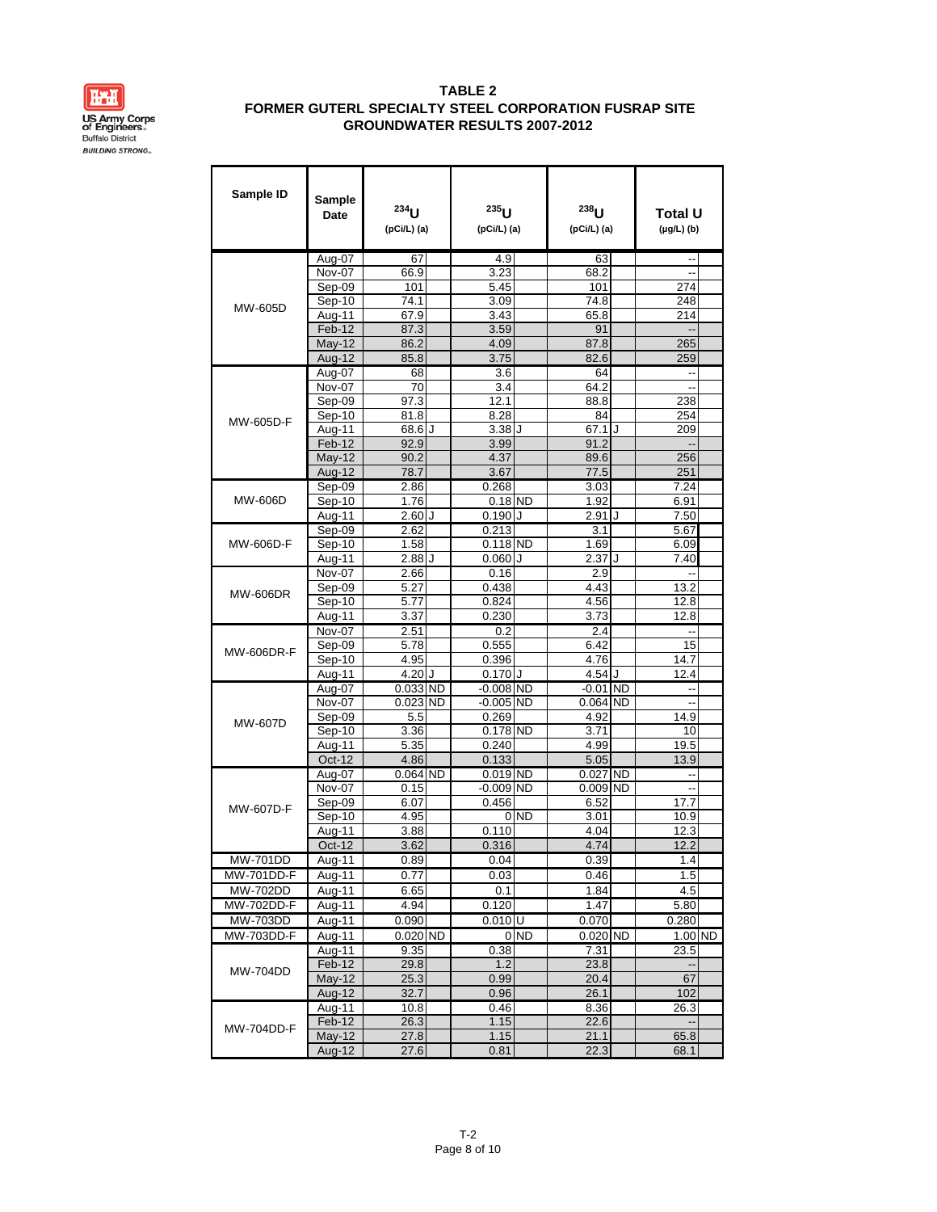# TABLE 2
## FORMER GUTERL SPECIALTY STEEL CORPORATION FUSRAP SITE
## GROUNDWATER RESULTS 2007-2012

| Sample ID | Sample Date | $^{234}U$ (pCi/L) (a) | | $^{235}U$ (pCi/L) (a) | | $^{238}U$ (pCi/L) (a) | | Total U (μg/L) (b) | |
|---|---|---|---|---|---|---|---|---|---|
| MW-605D | Aug-07 | 67 | | 4.9 | | 63 | | -- | |
| | Nov-07 | 66.9 | | 3.23 | | 68.2 | | -- | |
| | Sep-09 | 101 | | 5.45 | | 101 | | 274 | |
| | Sep-10 | 74.1 | | 3.09 | | 74.8 | | 248 | |
| | Aug-11 | 67.9 | | 3.43 | | 65.8 | | 214 | |
| | Feb-12 | 87.3 | | 3.59 | | 91 | | -- | |
| | May-12 | 86.2 | | 4.09 | | 87.8 | | 265 | |
| | Aug-12 | 85.8 | | 3.75 | | 82.6 | | 259 | |
| MW-605D-F | Aug-07 | 68 | | 3.6 | | 64 | | -- | |
| | Nov-07 | 70 | | 3.4 | | 64.2 | | -- | |
| | Sep-09 | 97.3 | | 12.1 | | 88.8 | | 238 | |
| | Sep-10 | 81.8 | | 8.28 | | 84 | | 254 | |
| | Aug-11 | 68.6 | J | 3.38 | J | 67.1 | J | 209 | |
| | Feb-12 | 92.9 | | 3.99 | | 91.2 | | -- | |
| | May-12 | 90.2 | | 4.37 | | 89.6 | | 256 | |
| | Aug-12 | 78.7 | | 3.67 | | 77.5 | | 251 | |
| MW-606D | Sep-09 | 2.86 | | 0.268 | | 3.03 | | 7.24 | |
| | Sep-10 | 1.76 | | 0.18 | ND | 1.92 | | 6.91 | |
| | Aug-11 | 2.60 | J | 0.190 | J | 2.91 | J | 7.50 | |
| MW-606D-F | Sep-09 | 2.62 | | 0.213 | | 3.1 | | 5.67 | |
| | Sep-10 | 1.58 | | 0.118 | ND | 1.69 | | 6.09 | |
| | Aug-11 | 2.88 | J | 0.060 | J | 2.37 | J | 7.40 | |
| MW-606DR | Nov-07 | 2.66 | | 0.16 | | 2.9 | | -- | |
| | Sep-09 | 5.27 | | 0.438 | | 4.43 | | 13.2 | |
| | Sep-10 | 5.77 | | 0.824 | | 4.56 | | 12.8 | |
| | Aug-11 | 3.37 | | 0.230 | | 3.73 | | 12.8 | |
| MW-606DR-F | Nov-07 | 2.51 | | 0.2 | | 2.4 | | -- | |
| | Sep-09 | 5.78 | | 0.555 | | 6.42 | | 15 | |
| | Sep-10 | 4.95 | | 0.396 | | 4.76 | | 14.7 | |
| | Aug-11 | 4.20 | J | 0.170 | J | 4.54 | J | 12.4 | |
| MW-607D | Aug-07 | 0.033 | ND | -0.008 | ND | -0.01 | ND | -- | |
| | Nov-07 | 0.023 | ND | -0.005 | ND | 0.064 | ND | -- | |
| | Sep-09 | 5.5 | | 0.269 | | 4.92 | | 14.9 | |
| | Sep-10 | 3.36 | | 0.178 | ND | 3.71 | | 10 | |
| | Aug-11 | 5.35 | | 0.240 | | 4.99 | | 19.5 | |
| | Oct-12 | 4.86 | | 0.133 | | 5.05 | | 13.9 | |
| MW-607D-F | Aug-07 | 0.064 | ND | 0.019 | ND | 0.027 | ND | -- | |
| | Nov-07 | 0.15 | | -0.009 | ND | 0.009 | ND | -- | |
| | Sep-09 | 6.07 | | 0.456 | | 6.52 | | 17.7 | |
| | Sep-10 | 4.95 | | 0 | ND | 3.01 | | 10.9 | |
| | Aug-11 | 3.88 | | 0.110 | | 4.04 | | 12.3 | |
| | Oct-12 | 3.62 | | 0.316 | | 4.74 | | 12.2 | |
| MW-701DD | Aug-11 | 0.89 | | 0.04 | | 0.39 | | 1.4 | |
| MW-701DD-F | Aug-11 | 0.77 | | 0.03 | | 0.46 | | 1.5 | |
| MW-702DD | Aug-11 | 6.65 | | 0.1 | | 1.84 | | 4.5 | |
| MW-702DD-F | Aug-11 | 4.94 | | 0.120 | | 1.47 | | 5.80 | |
| MW-703DD | Aug-11 | 0.090 | | 0.010 | U | 0.070 | | 0.280 | |
| MW-703DD-F | Aug-11 | 0.020 | ND | 0 | ND | 0.020 | ND | 1.00 | ND |
| MW-704DD | Aug-11 | 9.35 | | 0.38 | | 7.31 | | 23.5 | |
| | Feb-12 | 29.8 | | 1.2 | | 23.8 | | -- | |
| | May-12 | 25.3 | | 0.99 | | 20.4 | | 67 | |
| | Aug-12 | 32.7 | | 0.96 | | 26.1 | | 102 | |
| MW-704DD-F | Aug-11 | 10.8 | | 0.46 | | 8.36 | | 26.3 | |
| | Feb-12 | 26.3 | | 1.15 | | 22.6 | | -- | |
| | May-12 | 27.8 | | 1.15 | | 21.1 | | 65.8 | |
| | Aug-12 | 27.6 | | 0.81 | | 22.3 | | 68.1 | |

T-2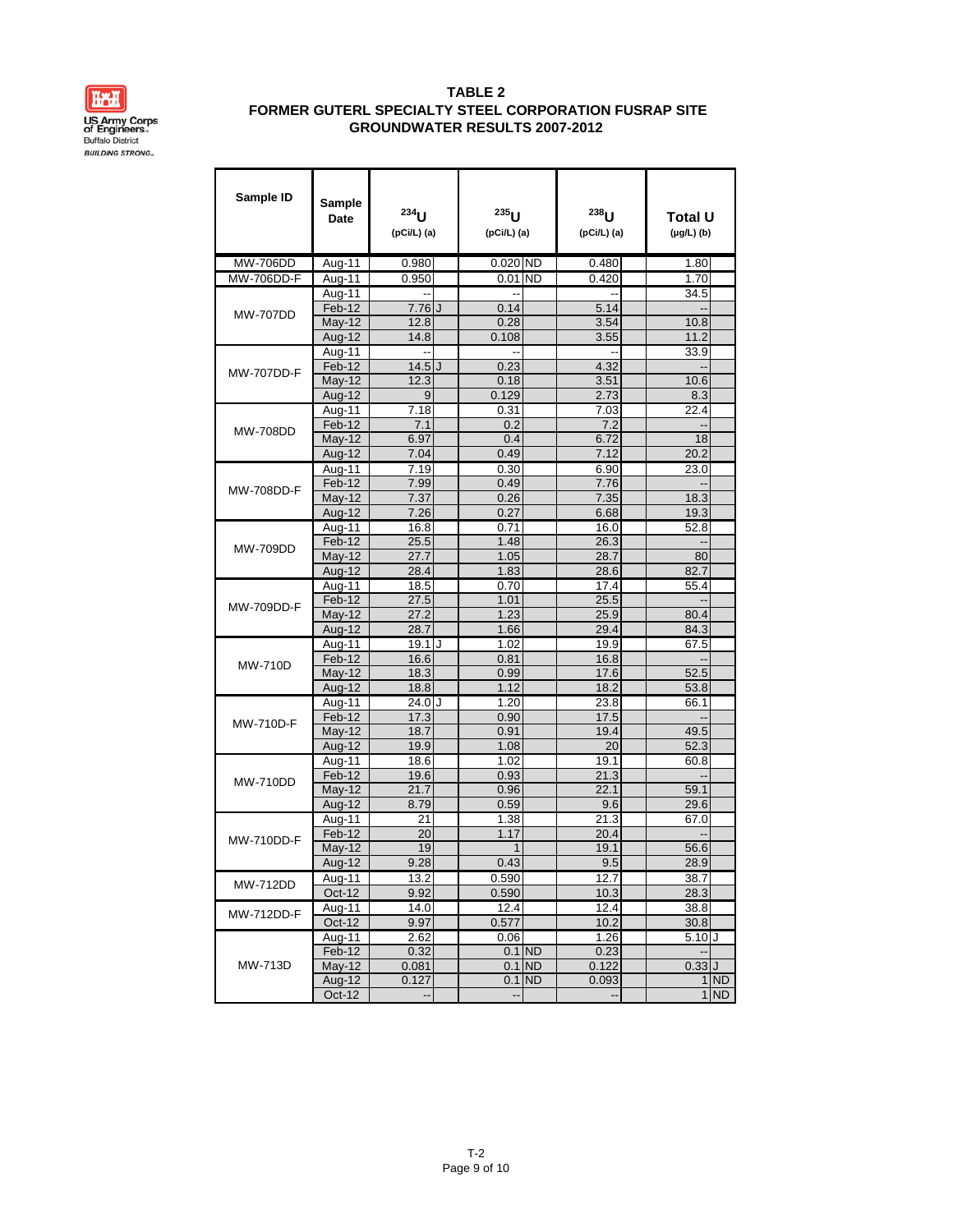US Army Corps of Engineers
Buffalo District
*BUILDING STRONG*

# TABLE 2
## FORMER GUTERL SPECIALTY STEEL CORPORATION FUSRAP SITE
## GROUNDWATER RESULTS 2007-2012

| Sample ID | Sample Date | $^{234}U$ (pCi/L) (a) | | $^{235}U$ (pCi/L) (a) | | $^{238}U$ (pCi/L) (a) | | Total U (µg/L) (b) | |
|---|---|---|---|---|---|---|---|---|---|
| MW-706DD | Aug-11 | 0.980 | | 0.020 | ND | 0.480 | | 1.80 | |
| MW-706DD-F | Aug-11 | 0.950 | | 0.01 | ND | 0.420 | | 1.70 | |
| MW-707DD | Aug-11 | -- | | -- | | -- | | 34.5 | |
| | Feb-12 | 7.76 | J | 0.14 | | 5.14 | | -- | |
| | May-12 | 12.8 | | 0.28 | | 3.54 | | 10.8 | |
| | Aug-12 | 14.8 | | 0.108 | | 3.55 | | 11.2 | |
| MW-707DD-F | Aug-11 | -- | | -- | | -- | | 33.9 | |
| | Feb-12 | 14.5 | J | 0.23 | | 4.32 | | -- | |
| | May-12 | 12.3 | | 0.18 | | 3.51 | | 10.6 | |
| | Aug-12 | 9 | | 0.129 | | 2.73 | | 8.3 | |
| MW-708DD | Aug-11 | 7.18 | | 0.31 | | 7.03 | | 22.4 | |
| | Feb-12 | 7.1 | | 0.2 | | 7.2 | | -- | |
| | May-12 | 6.97 | | 0.4 | | 6.72 | | 18 | |
| | Aug-12 | 7.04 | | 0.49 | | 7.12 | | 20.2 | |
| MW-708DD-F | Aug-11 | 7.19 | | 0.30 | | 6.90 | | 23.0 | |
| | Feb-12 | 7.99 | | 0.49 | | 7.76 | | -- | |
| | May-12 | 7.37 | | 0.26 | | 7.35 | | 18.3 | |
| | Aug-12 | 7.26 | | 0.27 | | 6.68 | | 19.3 | |
| MW-709DD | Aug-11 | 16.8 | | 0.71 | | 16.0 | | 52.8 | |
| | Feb-12 | 25.5 | | 1.48 | | 26.3 | | -- | |
| | May-12 | 27.7 | | 1.05 | | 28.7 | | 80 | |
| | Aug-12 | 28.4 | | 1.83 | | 28.6 | | 82.7 | |
| MW-709DD-F | Aug-11 | 18.5 | | 0.70 | | 17.4 | | 55.4 | |
| | Feb-12 | 27.5 | | 1.01 | | 25.5 | | -- | |
| | May-12 | 27.2 | | 1.23 | | 25.9 | | 80.4 | |
| | Aug-12 | 28.7 | | 1.66 | | 29.4 | | 84.3 | |
| MW-710D | Aug-11 | 19.1 | J | 1.02 | | 19.9 | | 67.5 | |
| | Feb-12 | 16.6 | | 0.81 | | 16.8 | | -- | |
| | May-12 | 18.3 | | 0.99 | | 17.6 | | 52.5 | |
| | Aug-12 | 18.8 | | 1.12 | | 18.2 | | 53.8 | |
| MW-710D-F | Aug-11 | 24.0 | J | 1.20 | | 23.8 | | 66.1 | |
| | Feb-12 | 17.3 | | 0.90 | | 17.5 | | -- | |
| | May-12 | 18.7 | | 0.91 | | 19.4 | | 49.5 | |
| | Aug-12 | 19.9 | | 1.08 | | 20 | | 52.3 | |
| MW-710DD | Aug-11 | 18.6 | | 1.02 | | 19.1 | | 60.8 | |
| | Feb-12 | 19.6 | | 0.93 | | 21.3 | | -- | |
| | May-12 | 21.7 | | 0.96 | | 22.1 | | 59.1 | |
| | Aug-12 | 8.79 | | 0.59 | | 9.6 | | 29.6 | |
| MW-710DD-F | Aug-11 | 21 | | 1.38 | | 21.3 | | 67.0 | |
| | Feb-12 | 20 | | 1.17 | | 20.4 | | -- | |
| | May-12 | 19 | | 1 | | 19.1 | | 56.6 | |
| | Aug-12 | 9.28 | | 0.43 | | 9.5 | | 28.9 | |
| MW-712DD | Aug-11 | 13.2 | | 0.590 | | 12.7 | | 38.7 | |
| | Oct-12 | 9.92 | | 0.590 | | 10.3 | | 28.3 | |
| MW-712DD-F | Aug-11 | 14.0 | | 12.4 | | 12.4 | | 38.8 | |
| | Oct-12 | 9.97 | | 0.577 | | 10.2 | | 30.8 | |
| MW-713D | Aug-11 | 2.62 | | 0.06 | | 1.26 | | 5.10 | J |
| | Feb-12 | 0.32 | | 0.1 | ND | 0.23 | | -- | |
| | May-12 | 0.081 | | 0.1 | ND | 0.122 | | 0.33 | J |
| | Aug-12 | 0.127 | | 0.1 | ND | 0.093 | | 1 | ND |
| | Oct-12 | -- | | -- | | -- | | 1 | ND |

T-2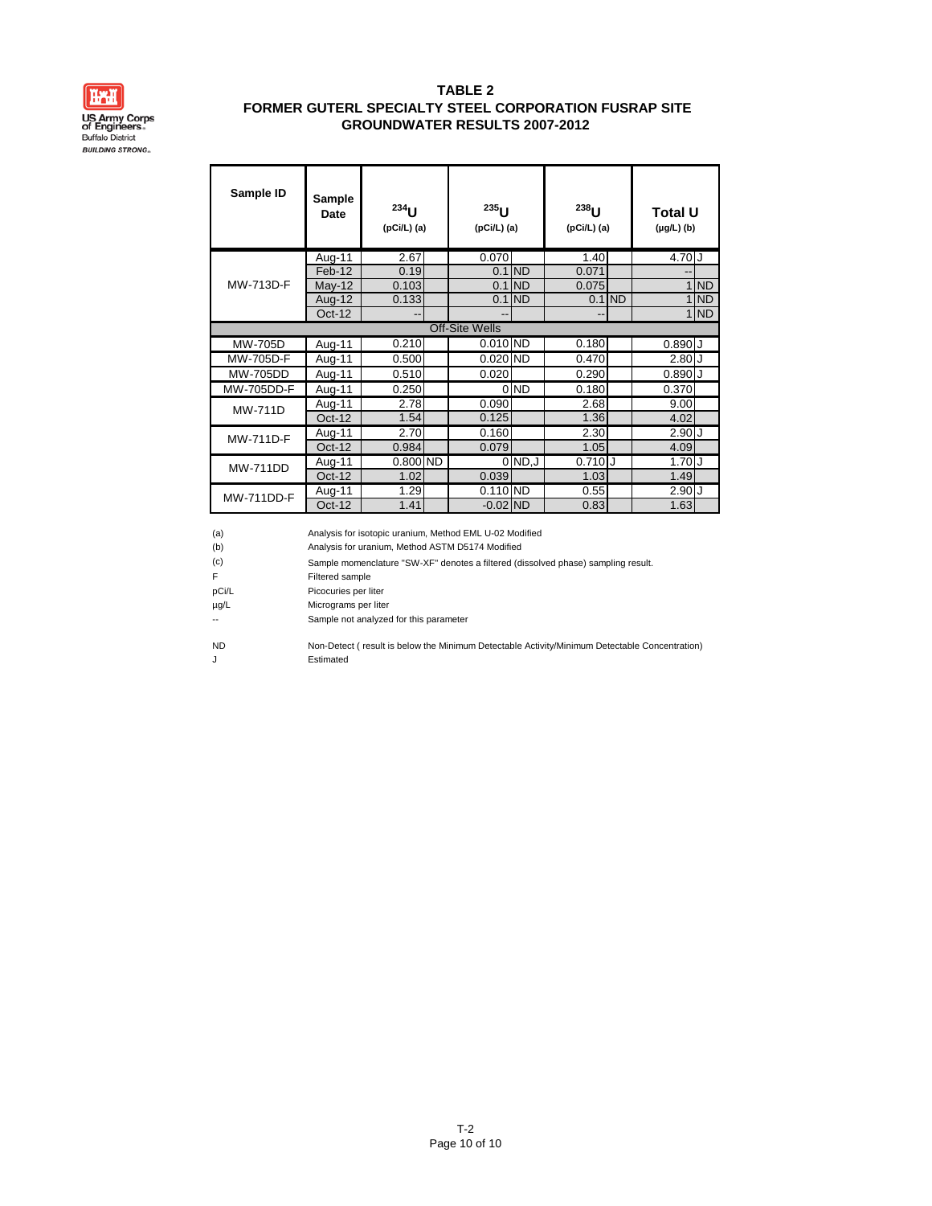US Army Corps of Engineers
Buffalo District
*BUILDING STRONG*

# TABLE 2
## FORMER GUTERL SPECIALTY STEEL CORPORATION FUSRAP SITE
## GROUNDWATER RESULTS 2007-2012

| Sample ID | Sample Date | $^{234}U$ (pCi/L) (a) | | $^{235}U$ (pCi/L) (a) | | $^{238}U$ (pCi/L) (a) | | Total U (µg/L) (b) | |
|---|---|---|---|---|---|---|---|---|---|
| MW-713D-F | Aug-11 | 2.67 | | 0.070 | | 1.40 | | 4.70 | J |
| | Feb-12 | 0.19 | | 0.1 | ND | 0.071 | | -- | |
| | May-12 | 0.103 | | 0.1 | ND | 0.075 | | 1 | ND |
| | Aug-12 | 0.133 | | 0.1 | ND | 0.1 | ND | 1 | ND |
| | Oct-12 | -- | | -- | | -- | | 1 | ND |
| **Off-Site Wells** | | | | | | | | | |
| MW-705D | Aug-11 | 0.210 | | 0.010 | ND | 0.180 | | 0.890 | J |
| MW-705D-F | Aug-11 | 0.500 | | 0.020 | ND | 0.470 | | 2.80 | J |
| MW-705DD | Aug-11 | 0.510 | | 0.020 | | 0.290 | | 0.890 | J |
| MW-705DD-F | Aug-11 | 0.250 | | 0 | ND | 0.180 | | 0.370 | |
| MW-711D | Aug-11 | 2.78 | | 0.090 | | 2.68 | | 9.00 | |
| | Oct-12 | 1.54 | | 0.125 | | 1.36 | | 4.02 | |
| MW-711D-F | Aug-11 | 2.70 | | 0.160 | | 2.30 | | 2.90 | J |
| | Oct-12 | 0.984 | | 0.079 | | 1.05 | | 4.09 | |
| MW-711DD | Aug-11 | 0.800 | ND | 0 | ND,J | 0.710 | J | 1.70 | J |
| | Oct-12 | 1.02 | | 0.039 | | 1.03 | | 1.49 | |
| MW-711DD-F | Aug-11 | 1.29 | | 0.110 | ND | 0.55 | | 2.90 | J |
| | Oct-12 | 1.41 | | -0.02 | ND | 0.83 | | 1.63 | |

(a) Analysis for isotopic uranium, Method EML U-02 Modified
(b) Analysis for uranium, Method ASTM D5174 Modified
(c) Sample momenclature "SW-XF" denotes a filtered (dissolved phase) sampling result.
F Filtered sample
pCi/L Picocuries per liter
µg/L Micrograms per liter
-- Sample not analyzed for this parameter

ND Non-Detect ( result is below the Minimum Detectable Activity/Minimum Detectable Concentration)
J Estimated

T-2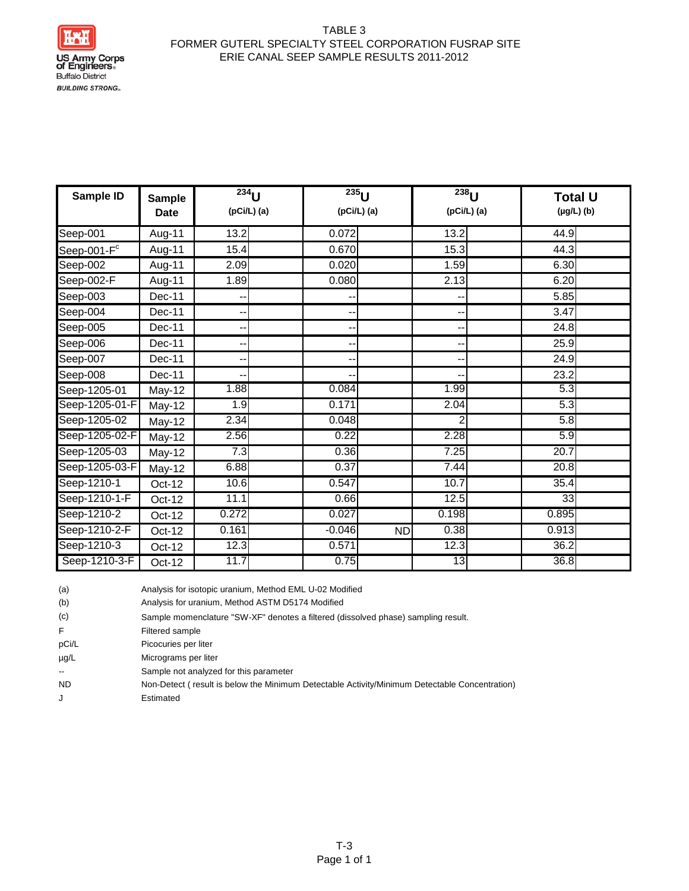TABLE 3
FORMER GUTERL SPECIALTY STEEL CORPORATION FUSRAP SITE
ERIE CANAL SEEP SAMPLE RESULTS 2011-2012

| Sample ID | Sample Date | $^{234}U$ (pCi/L) (a) | | $^{235}U$ (pCi/L) (a) | | $^{238}U$ (pCi/L) (a) | | Total U (µg/L) (b) | |
|---|---|---|---|---|---|---|---|---|---|
| Seep-001 | Aug-11 | 13.2 | | 0.072 | | 13.2 | | 44.9 | |
| Seep-001-F[c] | Aug-11 | 15.4 | | 0.670 | | 15.3 | | 44.3 | |
| Seep-002 | Aug-11 | 2.09 | | 0.020 | | 1.59 | | 6.30 | |
| Seep-002-F | Aug-11 | 1.89 | | 0.080 | | 2.13 | | 6.20 | |
| Seep-003 | Dec-11 | -- | | -- | | -- | | 5.85 | |
| Seep-004 | Dec-11 | -- | | -- | | -- | | 3.47 | |
| Seep-005 | Dec-11 | -- | | -- | | -- | | 24.8 | |
| Seep-006 | Dec-11 | -- | | -- | | -- | | 25.9 | |
| Seep-007 | Dec-11 | -- | | -- | | -- | | 24.9 | |
| Seep-008 | Dec-11 | -- | | -- | | -- | | 23.2 | |
| Seep-1205-01 | May-12 | 1.88 | | 0.084 | | 1.99 | | 5.3 | |
| Seep-1205-01-F | May-12 | 1.9 | | 0.171 | | 2.04 | | 5.3 | |
| Seep-1205-02 | May-12 | 2.34 | | 0.048 | | 2 | | 5.8 | |
| Seep-1205-02-F | May-12 | 2.56 | | 0.22 | | 2.28 | | 5.9 | |
| Seep-1205-03 | May-12 | 7.3 | | 0.36 | | 7.25 | | 20.7 | |
| Seep-1205-03-F | May-12 | 6.88 | | 0.37 | | 7.44 | | 20.8 | |
| Seep-1210-1 | Oct-12 | 10.6 | | 0.547 | | 10.7 | | 35.4 | |
| Seep-1210-1-F | Oct-12 | 11.1 | | 0.66 | | 12.5 | | 33 | |
| Seep-1210-2 | Oct-12 | 0.272 | | 0.027 | | 0.198 | | 0.895 | |
| Seep-1210-2-F | Oct-12 | 0.161 | | -0.046 | ND | 0.38 | | 0.913 | |
| Seep-1210-3 | Oct-12 | 12.3 | | 0.571 | | 12.3 | | 36.2 | |
| Seep-1210-3-F | Oct-12 | 11.7 | | 0.75 | | 13 | | 36.8 | |

(a) Analysis for isotopic uranium, Method EML U-02 Modified

(b) Analysis for uranium, Method ASTM D5174 Modified

(c) Sample momenclature "SW-XF" denotes a filtered (dissolved phase) sampling result.

F Filtered sample

pCi/L Picocuries per liter

µg/L Micrograms per liter

-- Sample not analyzed for this parameter

ND Non-Detect ( result is below the Minimum Detectable Activity/Minimum Detectable Concentration)

J Estimated

T-3